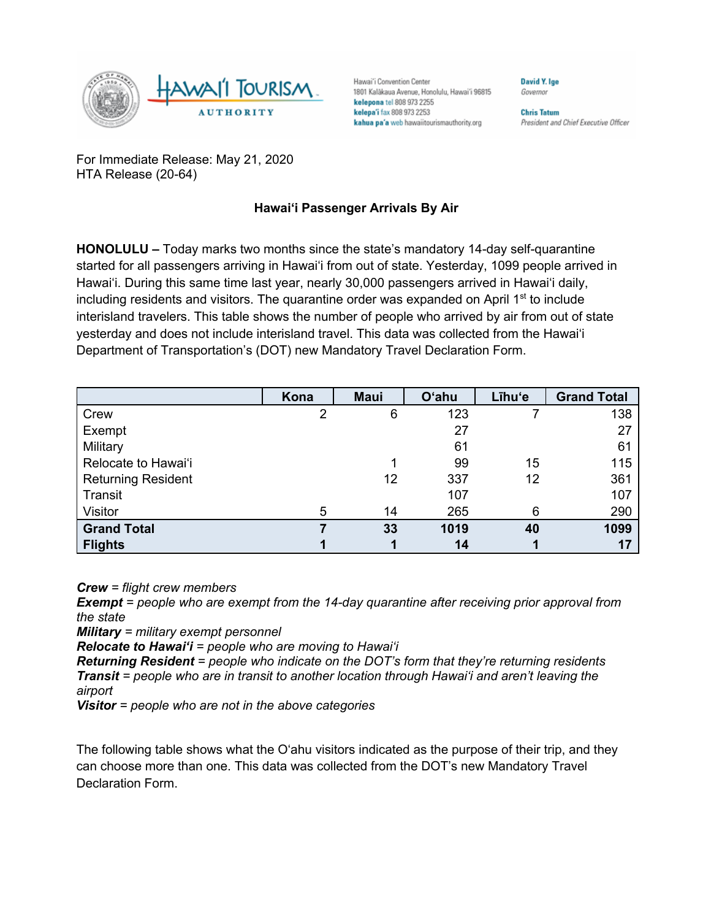Hawaiʻi Tourism Authority

Hawaiʻi Convention Center
1801 Kalākaua Avenue, Honolulu, Hawaiʻi 96815
**kelepona** tel 808 973 2255
**kelepaʻi** fax 808 973 2253
**kahua paʻa** web hawaiitourismauthority.org

**David Y. Ige**
*Governor*

**Chris Tatum**
*President and Chief Executive Officer*

For Immediate Release: May 21, 2020
HTA Release (20-64)

## Hawaiʻi Passenger Arrivals By Air

**HONOLULU –** Today marks two months since the state's mandatory 14-day self-quarantine started for all passengers arriving in Hawaiʻi from out of state. Yesterday, 1099 people arrived in Hawaiʻi. During this same time last year, nearly 30,000 passengers arrived in Hawaiʻi daily, including residents and visitors. The quarantine order was expanded on April 1st to include interisland travelers. This table shows the number of people who arrived by air from out of state yesterday and does not include interisland travel. This data was collected from the Hawaiʻi Department of Transportation's (DOT) new Mandatory Travel Declaration Form.

| | Kona | Maui | Oʻahu | Līhuʻe | Grand Total |
|---|---|---|---|---|---|
| Crew | 2 | 6 | 123 | 7 | 138 |
| Exempt | | | 27 | | 27 |
| Military | | | 61 | | 61 |
| Relocate to Hawaiʻi | | 1 | 99 | 15 | 115 |
| Returning Resident | | 12 | 337 | 12 | 361 |
| Transit | | | 107 | | 107 |
| Visitor | 5 | 14 | 265 | 6 | 290 |
| **Grand Total** | **7** | **33** | **1019** | **40** | **1099** |
| **Flights** | **1** | **1** | **14** | **1** | **17** |

***Crew*** *= flight crew members*
***Exempt*** *= people who are exempt from the 14-day quarantine after receiving prior approval from the state*
***Military*** *= military exempt personnel*
***Relocate to Hawaiʻi*** *= people who are moving to Hawaiʻi*
***Returning Resident*** *= people who indicate on the DOT's form that they're returning residents*
***Transit*** *= people who are in transit to another location through Hawaiʻi and aren't leaving the airport*
***Visitor*** *= people who are not in the above categories*

The following table shows what the Oʻahu visitors indicated as the purpose of their trip, and they can choose more than one. This data was collected from the DOT's new Mandatory Travel Declaration Form.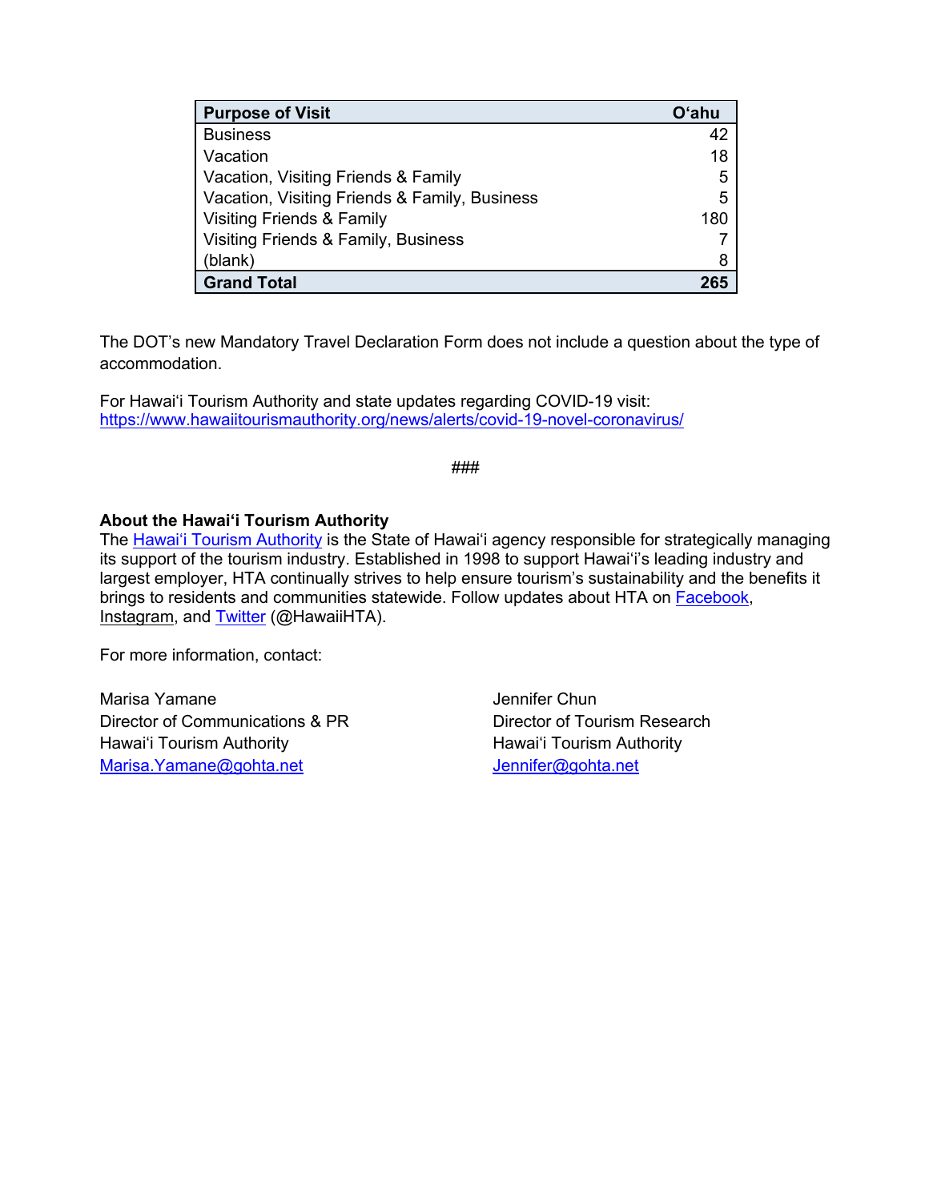| Purpose of Visit | O'ahu |
| --- | --- |
| Business | 42 |
| Vacation | 18 |
| Vacation, Visiting Friends & Family | 5 |
| Vacation, Visiting Friends & Family, Business | 5 |
| Visiting Friends & Family | 180 |
| Visiting Friends & Family, Business | 7 |
| (blank) | 8 |
| **Grand Total** | **265** |

The DOT's new Mandatory Travel Declaration Form does not include a question about the type of accommodation.

For Hawai'i Tourism Authority and state updates regarding COVID-19 visit: https://www.hawaiitourismauthority.org/news/alerts/covid-19-novel-coronavirus/

###

**About the Hawai'i Tourism Authority**
The Hawai'i Tourism Authority is the State of Hawai'i agency responsible for strategically managing its support of the tourism industry. Established in 1998 to support Hawai'i's leading industry and largest employer, HTA continually strives to help ensure tourism's sustainability and the benefits it brings to residents and communities statewide. Follow updates about HTA on Facebook, Instagram, and Twitter (@HawaiiHTA).

For more information, contact:

Marisa Yamane
Director of Communications & PR
Hawai'i Tourism Authority
Marisa.Yamane@gohta.net

Jennifer Chun
Director of Tourism Research
Hawai'i Tourism Authority
Jennifer@gohta.net